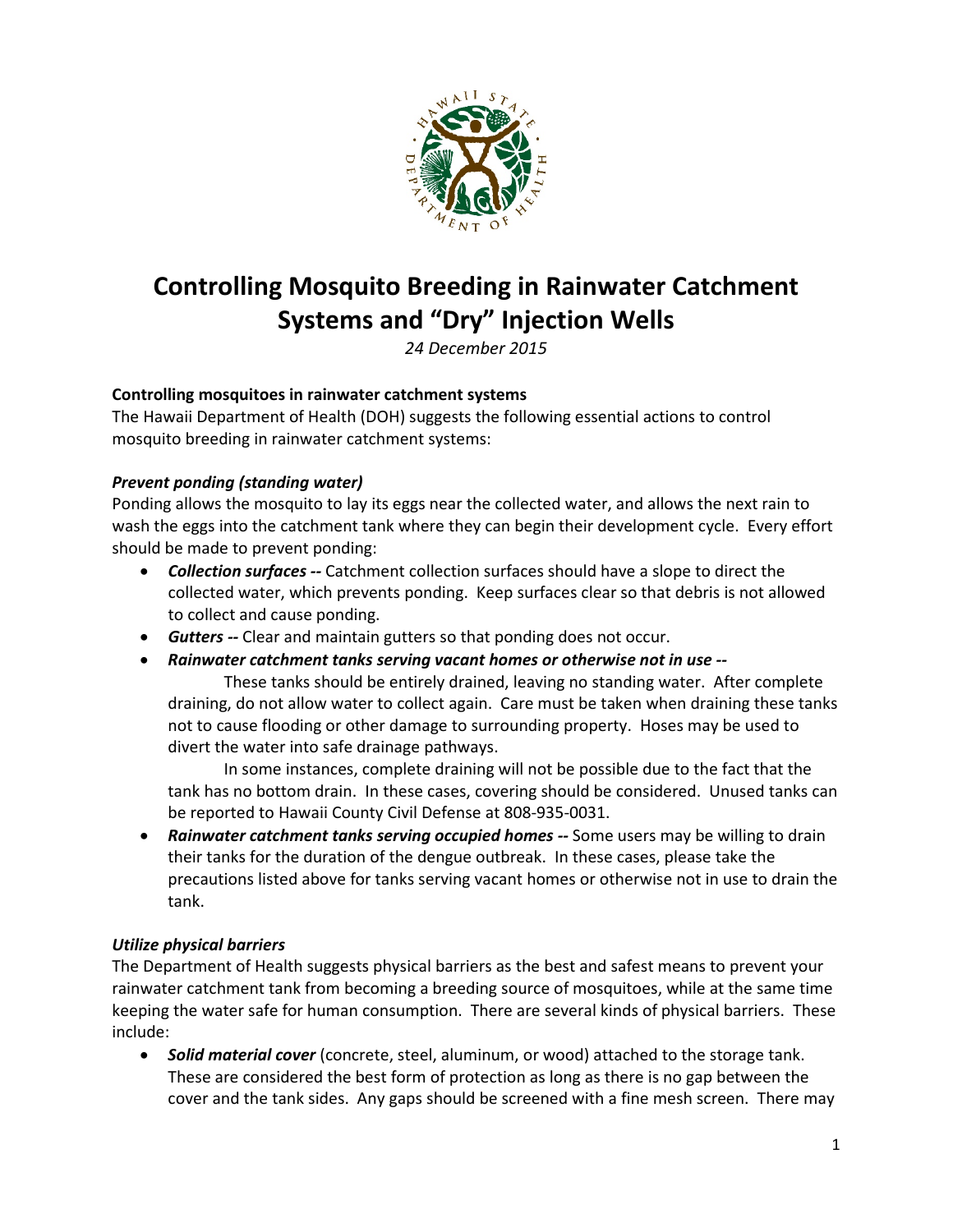# Controlling Mosquito Breeding in Rainwater Catchment Systems and "Dry" Injection Wells

*24 December 2015*

**Controlling mosquitoes in rainwater catchment systems**

The Hawaii Department of Health (DOH) suggests the following essential actions to control mosquito breeding in rainwater catchment systems:

***Prevent ponding (standing water)***

Ponding allows the mosquito to lay its eggs near the collected water, and allows the next rain to wash the eggs into the catchment tank where they can begin their development cycle. Every effort should be made to prevent ponding:

- ***Collection surfaces --*** Catchment collection surfaces should have a slope to direct the collected water, which prevents ponding. Keep surfaces clear so that debris is not allowed to collect and cause ponding.
- ***Gutters --*** Clear and maintain gutters so that ponding does not occur.
- ***Rainwater catchment tanks serving vacant homes or otherwise not in use --***

  These tanks should be entirely drained, leaving no standing water. After complete draining, do not allow water to collect again. Care must be taken when draining these tanks not to cause flooding or other damage to surrounding property. Hoses may be used to divert the water into safe drainage pathways.

  In some instances, complete draining will not be possible due to the fact that the tank has no bottom drain. In these cases, covering should be considered. Unused tanks can be reported to Hawaii County Civil Defense at 808-935-0031.
- ***Rainwater catchment tanks serving occupied homes --*** Some users may be willing to drain their tanks for the duration of the dengue outbreak. In these cases, please take the precautions listed above for tanks serving vacant homes or otherwise not in use to drain the tank.

***Utilize physical barriers***

The Department of Health suggests physical barriers as the best and safest means to prevent your rainwater catchment tank from becoming a breeding source of mosquitoes, while at the same time keeping the water safe for human consumption. There are several kinds of physical barriers. These include:

- ***Solid material cover*** (concrete, steel, aluminum, or wood) attached to the storage tank. These are considered the best form of protection as long as there is no gap between the cover and the tank sides. Any gaps should be screened with a fine mesh screen. There may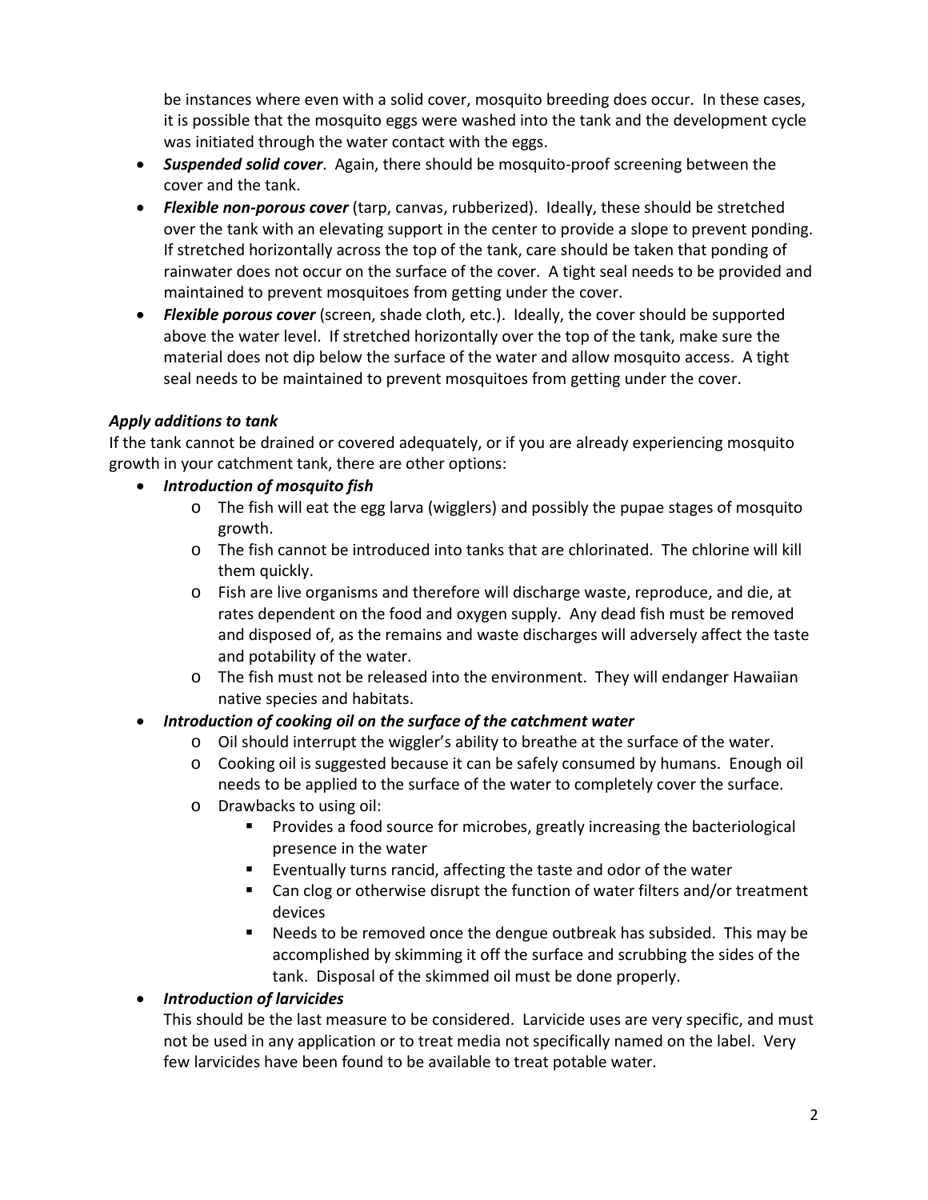be instances where even with a solid cover, mosquito breeding does occur. In these cases, it is possible that the mosquito eggs were washed into the tank and the development cycle was initiated through the water contact with the eggs.

- ***Suspended solid cover***. Again, there should be mosquito-proof screening between the cover and the tank.
- ***Flexible non-porous cover*** (tarp, canvas, rubberized). Ideally, these should be stretched over the tank with an elevating support in the center to provide a slope to prevent ponding. If stretched horizontally across the top of the tank, care should be taken that ponding of rainwater does not occur on the surface of the cover. A tight seal needs to be provided and maintained to prevent mosquitoes from getting under the cover.
- ***Flexible porous cover*** (screen, shade cloth, etc.). Ideally, the cover should be supported above the water level. If stretched horizontally over the top of the tank, make sure the material does not dip below the surface of the water and allow mosquito access. A tight seal needs to be maintained to prevent mosquitoes from getting under the cover.

***Apply additions to tank***

If the tank cannot be drained or covered adequately, or if you are already experiencing mosquito growth in your catchment tank, there are other options:

- ***Introduction of mosquito fish***
  - The fish will eat the egg larva (wigglers) and possibly the pupae stages of mosquito growth.
  - The fish cannot be introduced into tanks that are chlorinated. The chlorine will kill them quickly.
  - Fish are live organisms and therefore will discharge waste, reproduce, and die, at rates dependent on the food and oxygen supply. Any dead fish must be removed and disposed of, as the remains and waste discharges will adversely affect the taste and potability of the water.
  - The fish must not be released into the environment. They will endanger Hawaiian native species and habitats.
- ***Introduction of cooking oil on the surface of the catchment water***
  - Oil should interrupt the wiggler's ability to breathe at the surface of the water.
  - Cooking oil is suggested because it can be safely consumed by humans. Enough oil needs to be applied to the surface of the water to completely cover the surface.
  - Drawbacks to using oil:
    - Provides a food source for microbes, greatly increasing the bacteriological presence in the water
    - Eventually turns rancid, affecting the taste and odor of the water
    - Can clog or otherwise disrupt the function of water filters and/or treatment devices
    - Needs to be removed once the dengue outbreak has subsided. This may be accomplished by skimming it off the surface and scrubbing the sides of the tank. Disposal of the skimmed oil must be done properly.
- ***Introduction of larvicides***

  This should be the last measure to be considered. Larvicide uses are very specific, and must not be used in any application or to treat media not specifically named on the label. Very few larvicides have been found to be available to treat potable water.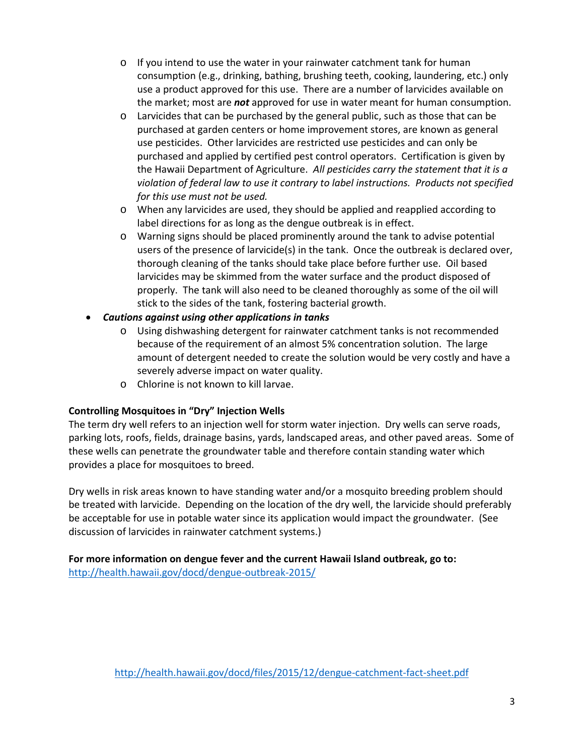- If you intend to use the water in your rainwater catchment tank for human consumption (e.g., drinking, bathing, brushing teeth, cooking, laundering, etc.) only use a product approved for this use. There are a number of larvicides available on the market; most are ***not*** approved for use in water meant for human consumption.
- Larvicides that can be purchased by the general public, such as those that can be purchased at garden centers or home improvement stores, are known as general use pesticides. Other larvicides are restricted use pesticides and can only be purchased and applied by certified pest control operators. Certification is given by the Hawaii Department of Agriculture. *All pesticides carry the statement that it is a violation of federal law to use it contrary to label instructions. Products not specified for this use must not be used.*
- When any larvicides are used, they should be applied and reapplied according to label directions for as long as the dengue outbreak is in effect.
- Warning signs should be placed prominently around the tank to advise potential users of the presence of larvicide(s) in the tank. Once the outbreak is declared over, thorough cleaning of the tanks should take place before further use. Oil based larvicides may be skimmed from the water surface and the product disposed of properly. The tank will also need to be cleaned thoroughly as some of the oil will stick to the sides of the tank, fostering bacterial growth.

- ***Cautions against using other applications in tanks***
  - Using dishwashing detergent for rainwater catchment tanks is not recommended because of the requirement of an almost 5% concentration solution. The large amount of detergent needed to create the solution would be very costly and have a severely adverse impact on water quality.
  - Chlorine is not known to kill larvae.

**Controlling Mosquitoes in "Dry" Injection Wells**

The term dry well refers to an injection well for storm water injection. Dry wells can serve roads, parking lots, roofs, fields, drainage basins, yards, landscaped areas, and other paved areas. Some of these wells can penetrate the groundwater table and therefore contain standing water which provides a place for mosquitoes to breed.

Dry wells in risk areas known to have standing water and/or a mosquito breeding problem should be treated with larvicide. Depending on the location of the dry well, the larvicide should preferably be acceptable for use in potable water since its application would impact the groundwater. (See discussion of larvicides in rainwater catchment systems.)

**For more information on dengue fever and the current Hawaii Island outbreak, go to:**
http://health.hawaii.gov/docd/dengue-outbreak-2015/

http://health.hawaii.gov/docd/files/2015/12/dengue-catchment-fact-sheet.pdf